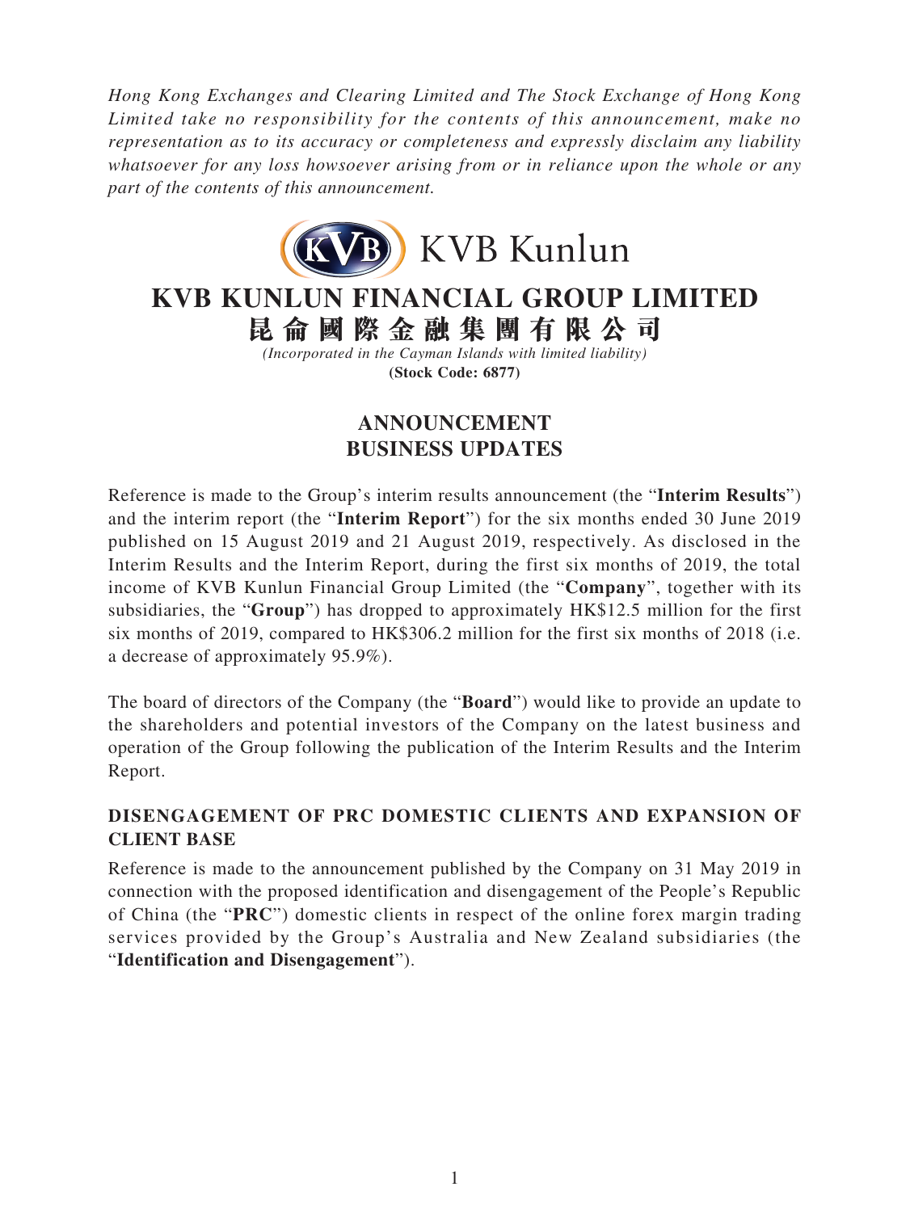*Hong Kong Exchanges and Clearing Limited and The Stock Exchange of Hong Kong Limited take no responsibility for the contents of this announcement, make no representation as to its accuracy or completeness and expressly disclaim any liability whatsoever for any loss howsoever arising from or in reliance upon the whole or any part of the contents of this announcement.*

KVB Kunlun

# KVB KUNLUN FINANCIAL GROUP LIMITED
# 昆侖國際金融集團有限公司

*(Incorporated in the Cayman Islands with limited liability)*
**(Stock Code: 6877)**

## ANNOUNCEMENT
## BUSINESS UPDATES

Reference is made to the Group's interim results announcement (the "**Interim Results**") and the interim report (the "**Interim Report**") for the six months ended 30 June 2019 published on 15 August 2019 and 21 August 2019, respectively. As disclosed in the Interim Results and the Interim Report, during the first six months of 2019, the total income of KVB Kunlun Financial Group Limited (the "**Company**", together with its subsidiaries, the "**Group**") has dropped to approximately HK$12.5 million for the first six months of 2019, compared to HK$306.2 million for the first six months of 2018 (i.e. a decrease of approximately 95.9%).

The board of directors of the Company (the "**Board**") would like to provide an update to the shareholders and potential investors of the Company on the latest business and operation of the Group following the publication of the Interim Results and the Interim Report.

### DISENGAGEMENT OF PRC DOMESTIC CLIENTS AND EXPANSION OF CLIENT BASE

Reference is made to the announcement published by the Company on 31 May 2019 in connection with the proposed identification and disengagement of the People's Republic of China (the "**PRC**") domestic clients in respect of the online forex margin trading services provided by the Group's Australia and New Zealand subsidiaries (the "**Identification and Disengagement**").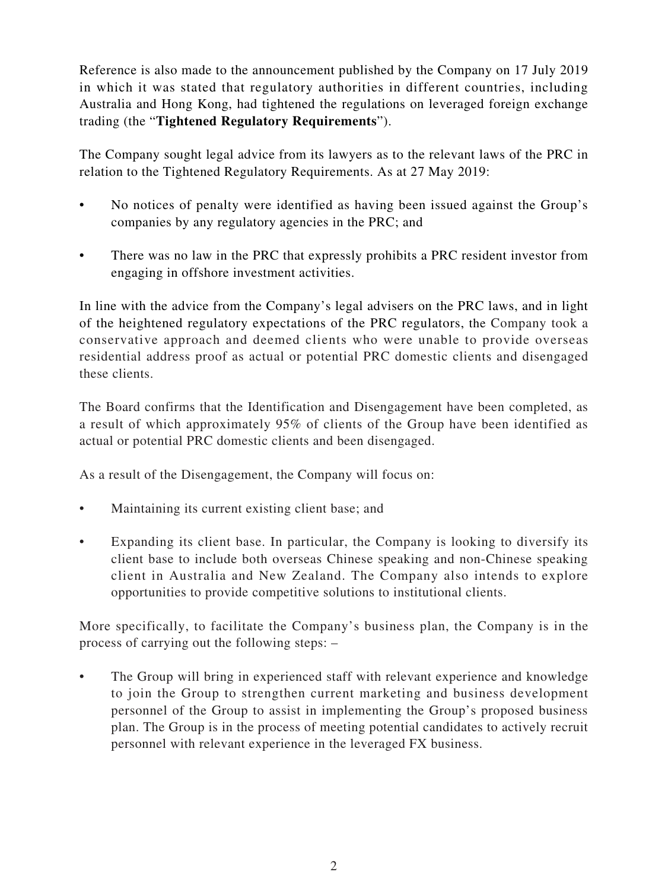Reference is also made to the announcement published by the Company on 17 July 2019 in which it was stated that regulatory authorities in different countries, including Australia and Hong Kong, had tightened the regulations on leveraged foreign exchange trading (the "**Tightened Regulatory Requirements**").

The Company sought legal advice from its lawyers as to the relevant laws of the PRC in relation to the Tightened Regulatory Requirements. As at 27 May 2019:

- No notices of penalty were identified as having been issued against the Group's companies by any regulatory agencies in the PRC; and
- There was no law in the PRC that expressly prohibits a PRC resident investor from engaging in offshore investment activities.

In line with the advice from the Company's legal advisers on the PRC laws, and in light of the heightened regulatory expectations of the PRC regulators, the Company took a conservative approach and deemed clients who were unable to provide overseas residential address proof as actual or potential PRC domestic clients and disengaged these clients.

The Board confirms that the Identification and Disengagement have been completed, as a result of which approximately 95% of clients of the Group have been identified as actual or potential PRC domestic clients and been disengaged.

As a result of the Disengagement, the Company will focus on:

- Maintaining its current existing client base; and
- Expanding its client base. In particular, the Company is looking to diversify its client base to include both overseas Chinese speaking and non-Chinese speaking client in Australia and New Zealand. The Company also intends to explore opportunities to provide competitive solutions to institutional clients.

More specifically, to facilitate the Company's business plan, the Company is in the process of carrying out the following steps: –

- The Group will bring in experienced staff with relevant experience and knowledge to join the Group to strengthen current marketing and business development personnel of the Group to assist in implementing the Group's proposed business plan. The Group is in the process of meeting potential candidates to actively recruit personnel with relevant experience in the leveraged FX business.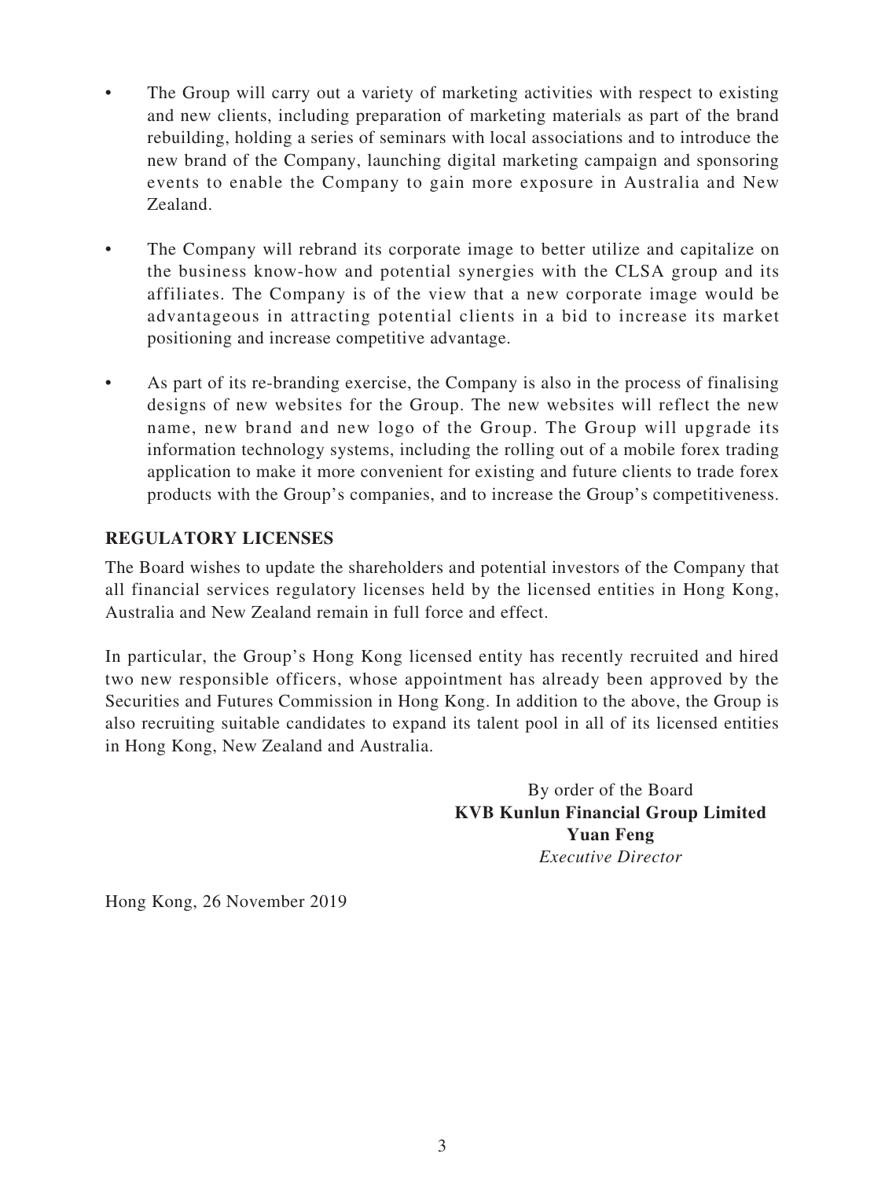- The Group will carry out a variety of marketing activities with respect to existing and new clients, including preparation of marketing materials as part of the brand rebuilding, holding a series of seminars with local associations and to introduce the new brand of the Company, launching digital marketing campaign and sponsoring events to enable the Company to gain more exposure in Australia and New Zealand.

- The Company will rebrand its corporate image to better utilize and capitalize on the business know-how and potential synergies with the CLSA group and its affiliates. The Company is of the view that a new corporate image would be advantageous in attracting potential clients in a bid to increase its market positioning and increase competitive advantage.

- As part of its re-branding exercise, the Company is also in the process of finalising designs of new websites for the Group. The new websites will reflect the new name, new brand and new logo of the Group. The Group will upgrade its information technology systems, including the rolling out of a mobile forex trading application to make it more convenient for existing and future clients to trade forex products with the Group's companies, and to increase the Group's competitiveness.

## REGULATORY LICENSES

The Board wishes to update the shareholders and potential investors of the Company that all financial services regulatory licenses held by the licensed entities in Hong Kong, Australia and New Zealand remain in full force and effect.

In particular, the Group's Hong Kong licensed entity has recently recruited and hired two new responsible officers, whose appointment has already been approved by the Securities and Futures Commission in Hong Kong. In addition to the above, the Group is also recruiting suitable candidates to expand its talent pool in all of its licensed entities in Hong Kong, New Zealand and Australia.

By order of the Board
**KVB Kunlun Financial Group Limited**
**Yuan Feng**
*Executive Director*

Hong Kong, 26 November 2019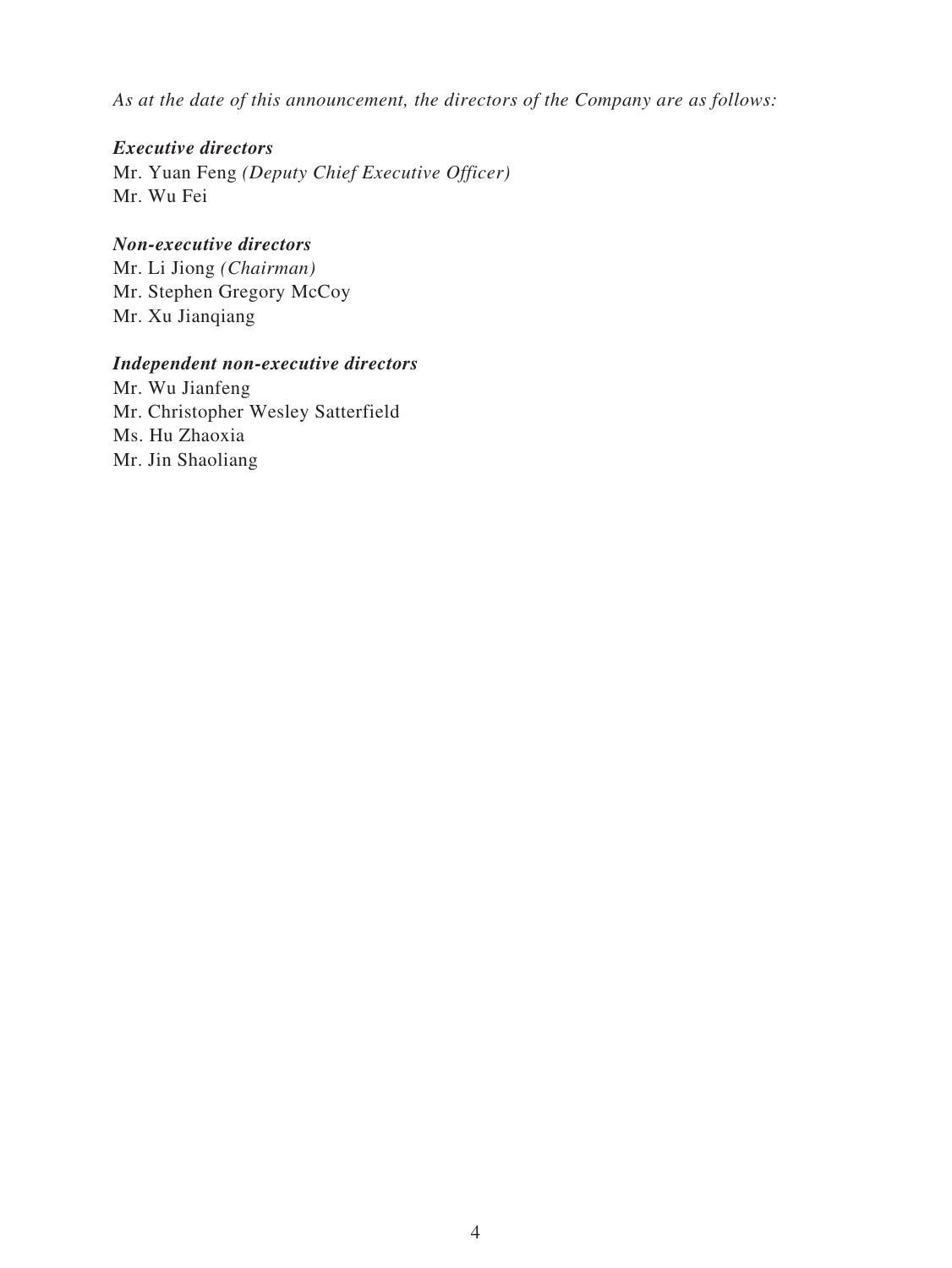*As at the date of this announcement, the directors of the Company are as follows:*

***Executive directors***

Mr. Yuan Feng *(Deputy Chief Executive Officer)*
Mr. Wu Fei

***Non-executive directors***

Mr. Li Jiong *(Chairman)*
Mr. Stephen Gregory McCoy
Mr. Xu Jianqiang

***Independent non-executive directors***

Mr. Wu Jianfeng
Mr. Christopher Wesley Satterfield
Ms. Hu Zhaoxia
Mr. Jin Shaoliang